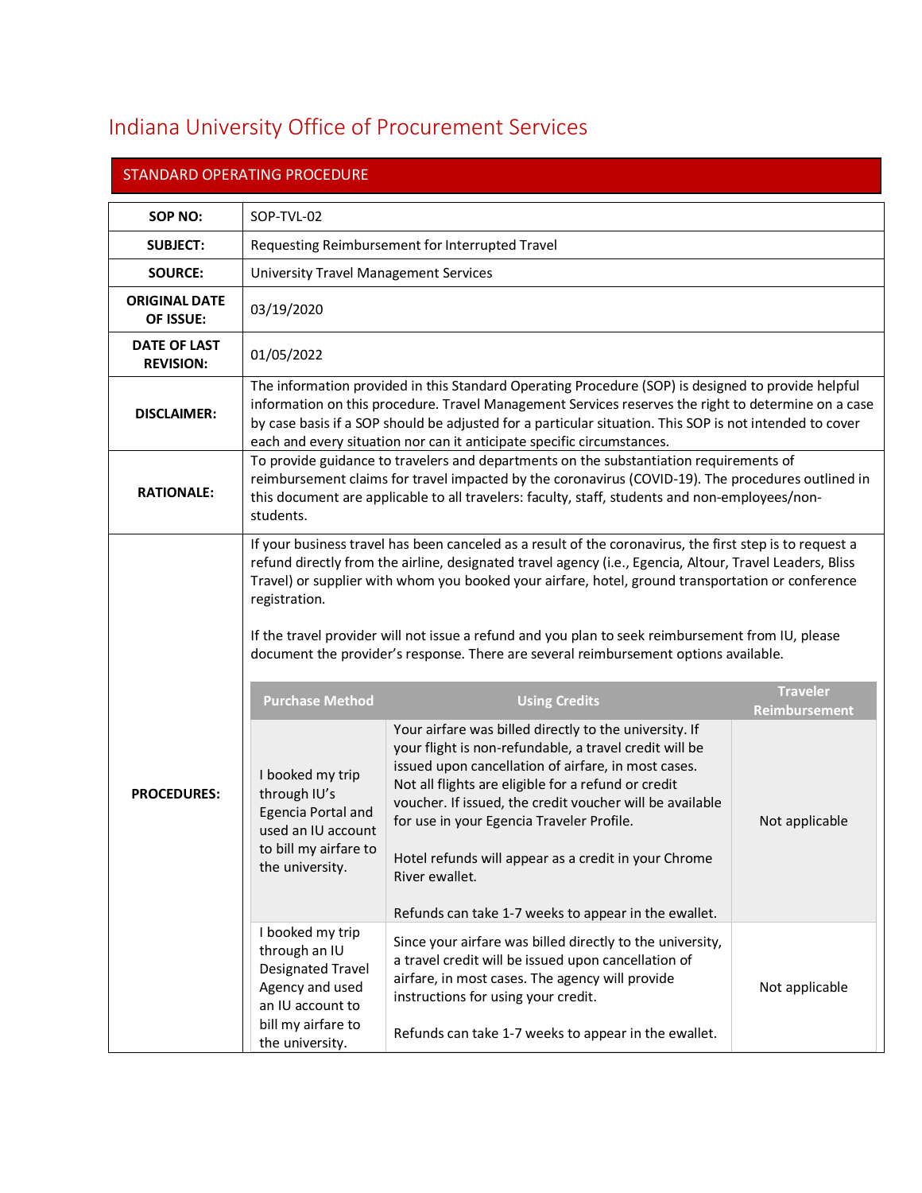# Indiana University Office of Procurement Services

## STANDARD OPERATING PROCEDURE

| | |
|---|---|
| **SOP NO:** | SOP-TVL-02 |
| **SUBJECT:** | Requesting Reimbursement for Interrupted Travel |
| **SOURCE:** | University Travel Management Services |
| **ORIGINAL DATE OF ISSUE:** | 03/19/2020 |
| **DATE OF LAST REVISION:** | 01/05/2022 |
| **DISCLAIMER:** | The information provided in this Standard Operating Procedure (SOP) is designed to provide helpful information on this procedure. Travel Management Services reserves the right to determine on a case by case basis if a SOP should be adjusted for a particular situation. This SOP is not intended to cover each and every situation nor can it anticipate specific circumstances. |
| **RATIONALE:** | To provide guidance to travelers and departments on the substantiation requirements of reimbursement claims for travel impacted by the coronavirus (COVID-19). The procedures outlined in this document are applicable to all travelers: faculty, staff, students and non-employees/non-students. |

**PROCEDURES:**

If your business travel has been canceled as a result of the coronavirus, the first step is to request a refund directly from the airline, designated travel agency (i.e., Egencia, Altour, Travel Leaders, Bliss Travel) or supplier with whom you booked your airfare, hotel, ground transportation or conference registration.

If the travel provider will not issue a refund and you plan to seek reimbursement from IU, please document the provider's response. There are several reimbursement options available.

| Purchase Method | Using Credits | Traveler Reimbursement |
|---|---|---|
| I booked my trip through IU's Egencia Portal and used an IU account to bill my airfare to the university. | Your airfare was billed directly to the university. If your flight is non-refundable, a travel credit will be issued upon cancellation of airfare, in most cases. Not all flights are eligible for a refund or credit voucher. If issued, the credit voucher will be available for use in your Egencia Traveler Profile.<br><br>Hotel refunds will appear as a credit in your Chrome River ewallet.<br><br>Refunds can take 1-7 weeks to appear in the ewallet. | Not applicable |
| I booked my trip through an IU Designated Travel Agency and used an IU account to bill my airfare to the university. | Since your airfare was billed directly to the university, a travel credit will be issued upon cancellation of airfare, in most cases. The agency will provide instructions for using your credit.<br><br>Refunds can take 1-7 weeks to appear in the ewallet. | Not applicable |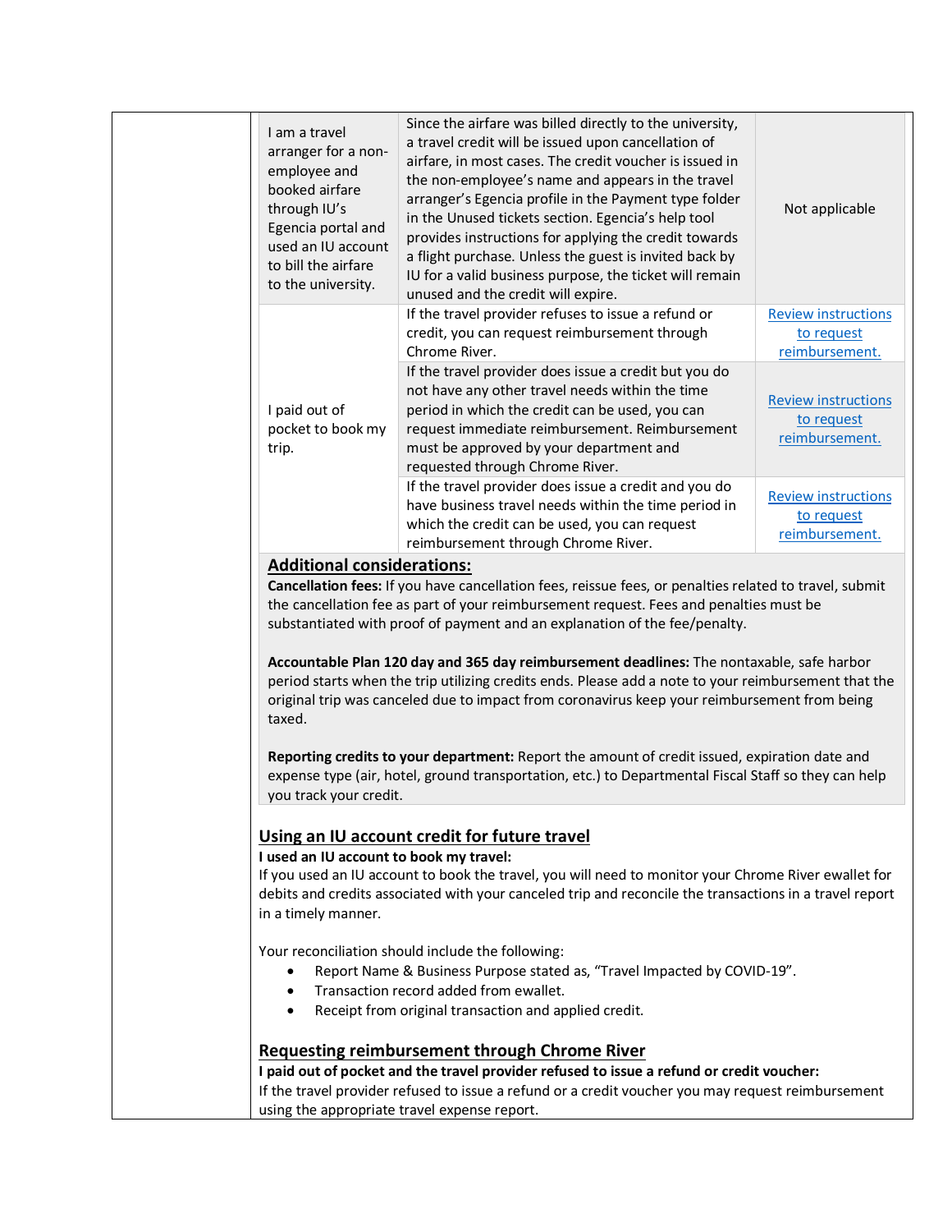| | | |
|---|---|---|
| I am a travel arranger for a non-employee and booked airfare through IU's Egencia portal and used an IU account to bill the airfare to the university. | Since the airfare was billed directly to the university, a travel credit will be issued upon cancellation of airfare, in most cases. The credit voucher is issued in the non-employee's name and appears in the travel arranger's Egencia profile in the Payment type folder in the Unused tickets section. Egencia's help tool provides instructions for applying the credit towards a flight purchase. Unless the guest is invited back by IU for a valid business purpose, the ticket will remain unused and the credit will expire. | Not applicable |
| I paid out of pocket to book my trip. | If the travel provider refuses to issue a refund or credit, you can request reimbursement through Chrome River. | Review instructions to request reimbursement. |
| | If the travel provider does issue a credit but you do not have any other travel needs within the time period in which the credit can be used, you can request immediate reimbursement. Reimbursement must be approved by your department and requested through Chrome River. | Review instructions to request reimbursement. |
| | If the travel provider does issue a credit and you do have business travel needs within the time period in which the credit can be used, you can request reimbursement through Chrome River. | Review instructions to request reimbursement. |

**Additional considerations:**

**Cancellation fees:** If you have cancellation fees, reissue fees, or penalties related to travel, submit the cancellation fee as part of your reimbursement request. Fees and penalties must be substantiated with proof of payment and an explanation of the fee/penalty.

**Accountable Plan 120 day and 365 day reimbursement deadlines:** The nontaxable, safe harbor period starts when the trip utilizing credits ends. Please add a note to your reimbursement that the original trip was canceled due to impact from coronavirus keep your reimbursement from being taxed.

**Reporting credits to your department:** Report the amount of credit issued, expiration date and expense type (air, hotel, ground transportation, etc.) to Departmental Fiscal Staff so they can help you track your credit.

## Using an IU account credit for future travel

**I used an IU account to book my travel:**

If you used an IU account to book the travel, you will need to monitor your Chrome River ewallet for debits and credits associated with your canceled trip and reconcile the transactions in a travel report in a timely manner.

Your reconciliation should include the following:

- Report Name & Business Purpose stated as, "Travel Impacted by COVID-19".
- Transaction record added from ewallet.
- Receipt from original transaction and applied credit.

## Requesting reimbursement through Chrome River

**I paid out of pocket and the travel provider refused to issue a refund or credit voucher:**

If the travel provider refused to issue a refund or a credit voucher you may request reimbursement using the appropriate travel expense report.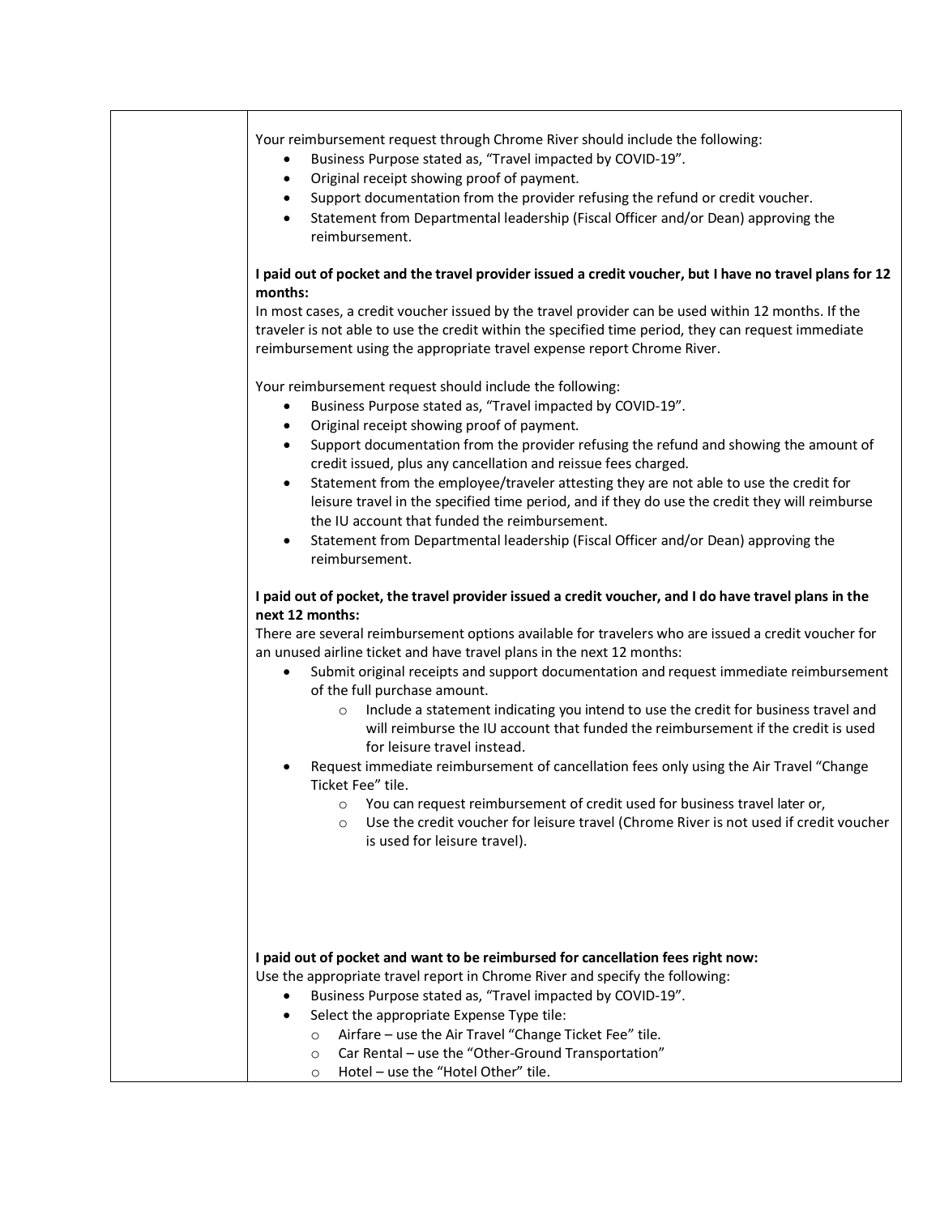| | |
|---|---|
| | Your reimbursement request through Chrome River should include the following:<br>• Business Purpose stated as, "Travel impacted by COVID-19".<br>• Original receipt showing proof of payment.<br>• Support documentation from the provider refusing the refund or credit voucher.<br>• Statement from Departmental leadership (Fiscal Officer and/or Dean) approving the reimbursement.<br><br>**I paid out of pocket and the travel provider issued a credit voucher, but I have no travel plans for 12 months:**<br>In most cases, a credit voucher issued by the travel provider can be used within 12 months. If the traveler is not able to use the credit within the specified time period, they can request immediate reimbursement using the appropriate travel expense report Chrome River.<br><br>Your reimbursement request should include the following:<br>• Business Purpose stated as, "Travel impacted by COVID-19".<br>• Original receipt showing proof of payment.<br>• Support documentation from the provider refusing the refund and showing the amount of credit issued, plus any cancellation and reissue fees charged.<br>• Statement from the employee/traveler attesting they are not able to use the credit for leisure travel in the specified time period, and if they do use the credit they will reimburse the IU account that funded the reimbursement.<br>• Statement from Departmental leadership (Fiscal Officer and/or Dean) approving the reimbursement.<br><br>**I paid out of pocket, the travel provider issued a credit voucher, and I do have travel plans in the next 12 months:**<br>There are several reimbursement options available for travelers who are issued a credit voucher for an unused airline ticket and have travel plans in the next 12 months:<br>• Submit original receipts and support documentation and request immediate reimbursement of the full purchase amount.<br>&nbsp;&nbsp;&nbsp;&nbsp;○ Include a statement indicating you intend to use the credit for business travel and will reimburse the IU account that funded the reimbursement if the credit is used for leisure travel instead.<br>• Request immediate reimbursement of cancellation fees only using the Air Travel "Change Ticket Fee" tile.<br>&nbsp;&nbsp;&nbsp;&nbsp;○ You can request reimbursement of credit used for business travel later or,<br>&nbsp;&nbsp;&nbsp;&nbsp;○ Use the credit voucher for leisure travel (Chrome River is not used if credit voucher is used for leisure travel).<br><br>**I paid out of pocket and want to be reimbursed for cancellation fees right now:**<br>Use the appropriate travel report in Chrome River and specify the following:<br>• Business Purpose stated as, "Travel impacted by COVID-19".<br>• Select the appropriate Expense Type tile:<br>&nbsp;&nbsp;&nbsp;&nbsp;○ Airfare – use the Air Travel "Change Ticket Fee" tile.<br>&nbsp;&nbsp;&nbsp;&nbsp;○ Car Rental – use the "Other-Ground Transportation"<br>&nbsp;&nbsp;&nbsp;&nbsp;○ Hotel – use the "Hotel Other" tile. |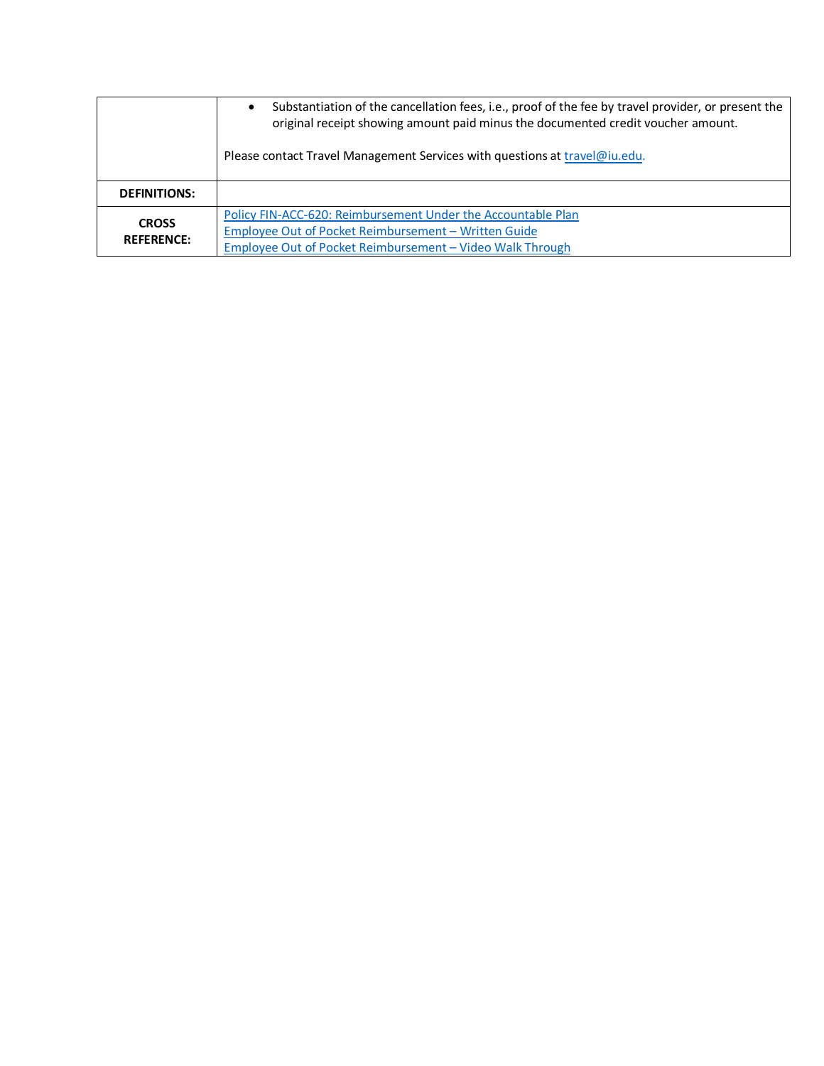| | |
|---|---|
| | • Substantiation of the cancellation fees, i.e., proof of the fee by travel provider, or present the original receipt showing amount paid minus the documented credit voucher amount.<br><br>Please contact Travel Management Services with questions at travel@iu.edu. |
| **DEFINITIONS:** | |
| **CROSS REFERENCE:** | Policy FIN-ACC-620: Reimbursement Under the Accountable Plan<br>Employee Out of Pocket Reimbursement – Written Guide<br>Employee Out of Pocket Reimbursement – Video Walk Through |